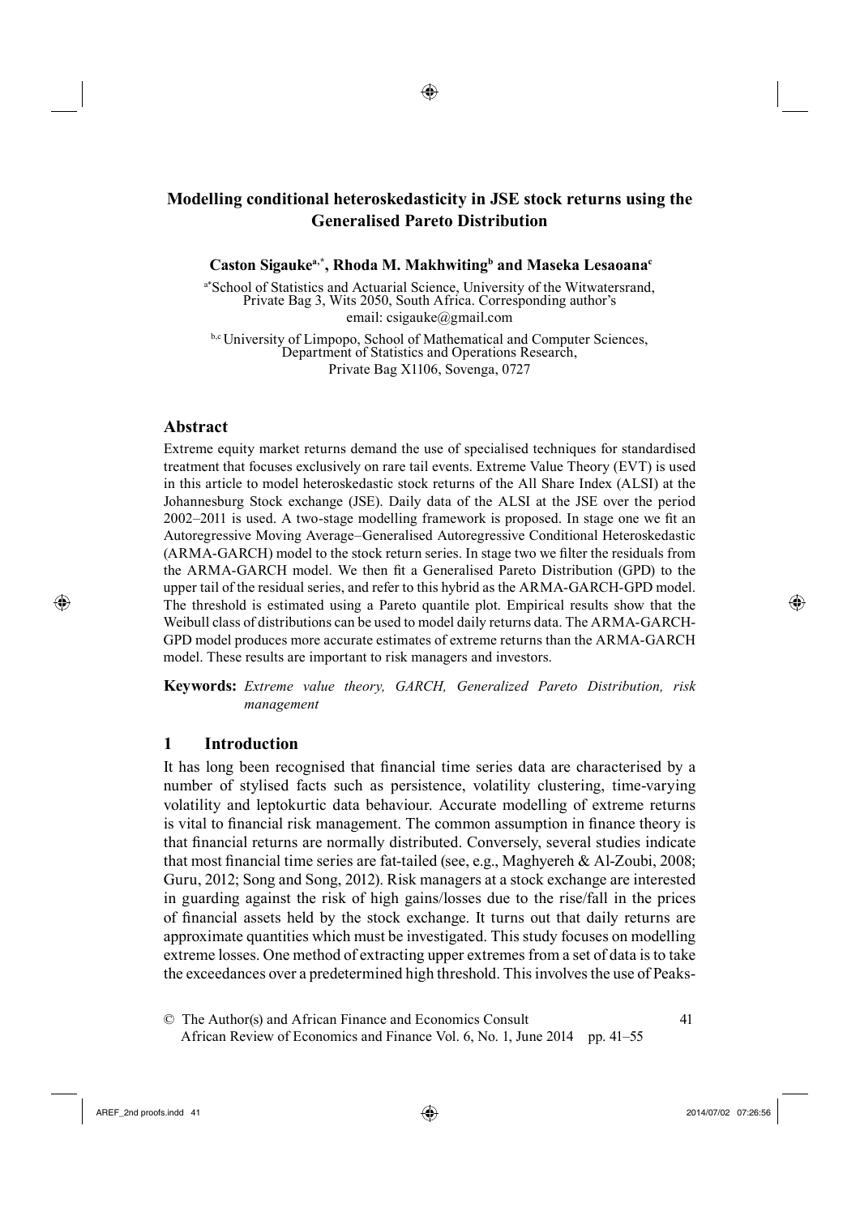# Modelling conditional heteroskedasticity in JSE stock returns using the Generalised Pareto Distribution

**Caston Sigauke[a,*], Rhoda M. Makhwiting[b] and Maseka Lesaoana[c]**

[a*]School of Statistics and Actuarial Science, University of the Witwatersrand, Private Bag 3, Wits 2050, South Africa. Corresponding author's email: csigauke@gmail.com

[b,c] University of Limpopo, School of Mathematical and Computer Sciences, Department of Statistics and Operations Research, Private Bag X1106, Sovenga, 0727

## Abstract

Extreme equity market returns demand the use of specialised techniques for standardised treatment that focuses exclusively on rare tail events. Extreme Value Theory (EVT) is used in this article to model heteroskedastic stock returns of the All Share Index (ALSI) at the Johannesburg Stock exchange (JSE). Daily data of the ALSI at the JSE over the period 2002–2011 is used. A two-stage modelling framework is proposed. In stage one we fit an Autoregressive Moving Average–Generalised Autoregressive Conditional Heteroskedastic (ARMA-GARCH) model to the stock return series. In stage two we filter the residuals from the ARMA-GARCH model. We then fit a Generalised Pareto Distribution (GPD) to the upper tail of the residual series, and refer to this hybrid as the ARMA-GARCH-GPD model. The threshold is estimated using a Pareto quantile plot. Empirical results show that the Weibull class of distributions can be used to model daily returns data. The ARMA-GARCH-GPD model produces more accurate estimates of extreme returns than the ARMA-GARCH model. These results are important to risk managers and investors.

**Keywords:** *Extreme value theory, GARCH, Generalized Pareto Distribution, risk management*

## 1 Introduction

It has long been recognised that financial time series data are characterised by a number of stylised facts such as persistence, volatility clustering, time-varying volatility and leptokurtic data behaviour. Accurate modelling of extreme returns is vital to financial risk management. The common assumption in finance theory is that financial returns are normally distributed. Conversely, several studies indicate that most financial time series are fat-tailed (see, e.g., Maghyereh & Al-Zoubi, 2008; Guru, 2012; Song and Song, 2012). Risk managers at a stock exchange are interested in guarding against the risk of high gains/losses due to the rise/fall in the prices of financial assets held by the stock exchange. It turns out that daily returns are approximate quantities which must be investigated. This study focuses on modelling extreme losses. One method of extracting upper extremes from a set of data is to take the exceedances over a predetermined high threshold. This involves the use of Peaks-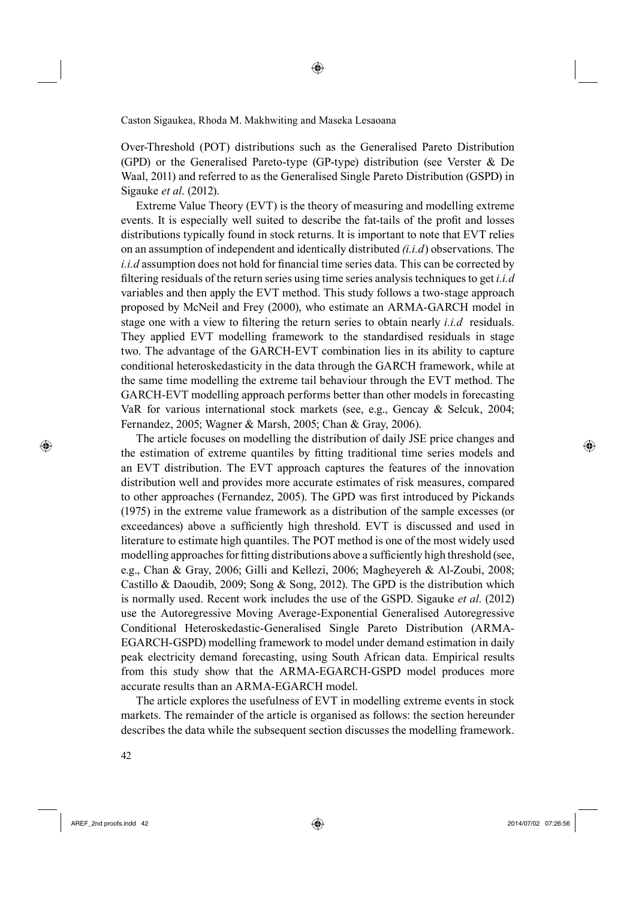Over-Threshold (POT) distributions such as the Generalised Pareto Distribution (GPD) or the Generalised Pareto-type (GP-type) distribution (see Verster & De Waal, 2011) and referred to as the Generalised Single Pareto Distribution (GSPD) in Sigauke *et al*. (2012).

Extreme Value Theory (EVT) is the theory of measuring and modelling extreme events. It is especially well suited to describe the fat-tails of the profit and losses distributions typically found in stock returns. It is important to note that EVT relies on an assumption of independent and identically distributed *(i.i.d*) observations. The *i.i.d* assumption does not hold for financial time series data. This can be corrected by filtering residuals of the return series using time series analysis techniques to get *i.i.d* variables and then apply the EVT method. This study follows a two-stage approach proposed by McNeil and Frey (2000), who estimate an ARMA-GARCH model in stage one with a view to filtering the return series to obtain nearly *i.i.d* residuals. They applied EVT modelling framework to the standardised residuals in stage two. The advantage of the GARCH-EVT combination lies in its ability to capture conditional heteroskedasticity in the data through the GARCH framework, while at the same time modelling the extreme tail behaviour through the EVT method. The GARCH-EVT modelling approach performs better than other models in forecasting VaR for various international stock markets (see, e.g., Gencay & Selcuk, 2004; Fernandez, 2005; Wagner & Marsh, 2005; Chan & Gray, 2006).

The article focuses on modelling the distribution of daily JSE price changes and the estimation of extreme quantiles by fitting traditional time series models and an EVT distribution. The EVT approach captures the features of the innovation distribution well and provides more accurate estimates of risk measures, compared to other approaches (Fernandez, 2005). The GPD was first introduced by Pickands (1975) in the extreme value framework as a distribution of the sample excesses (or exceedances) above a sufficiently high threshold. EVT is discussed and used in literature to estimate high quantiles. The POT method is one of the most widely used modelling approaches for fitting distributions above a sufficiently high threshold (see, e.g., Chan & Gray, 2006; Gilli and Kellezi, 2006; Magheyereh & Al-Zoubi, 2008; Castillo & Daoudib, 2009; Song & Song, 2012). The GPD is the distribution which is normally used. Recent work includes the use of the GSPD. Sigauke *et al*. (2012) use the Autoregressive Moving Average-Exponential Generalised Autoregressive Conditional Heteroskedastic-Generalised Single Pareto Distribution (ARMA-EGARCH-GSPD) modelling framework to model under demand estimation in daily peak electricity demand forecasting, using South African data. Empirical results from this study show that the ARMA-EGARCH-GSPD model produces more accurate results than an ARMA-EGARCH model.

The article explores the usefulness of EVT in modelling extreme events in stock markets. The remainder of the article is organised as follows: the section hereunder describes the data while the subsequent section discusses the modelling framework.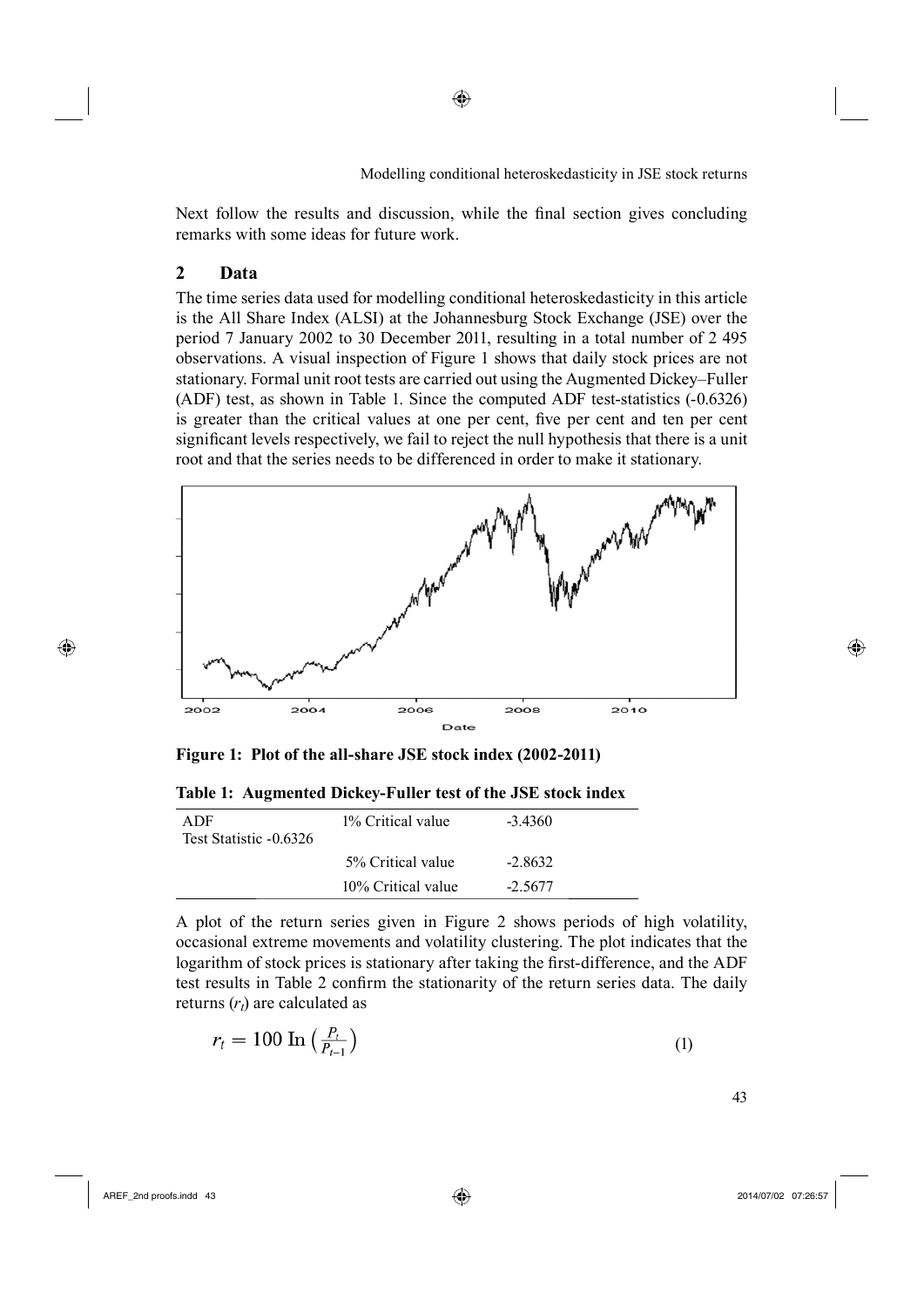Next follow the results and discussion, while the final section gives concluding remarks with some ideas for future work.

## 2 Data

The time series data used for modelling conditional heteroskedasticity in this article is the All Share Index (ALSI) at the Johannesburg Stock Exchange (JSE) over the period 7 January 2002 to 30 December 2011, resulting in a total number of 2 495 observations. A visual inspection of Figure 1 shows that daily stock prices are not stationary. Formal unit root tests are carried out using the Augmented Dickey–Fuller (ADF) test, as shown in Table 1. Since the computed ADF test-statistics (-0.6326) is greater than the critical values at one per cent, five per cent and ten per cent significant levels respectively, we fail to reject the null hypothesis that there is a unit root and that the series needs to be differenced in order to make it stationary.

**Figure 1: Plot of the all-share JSE stock index (2002-2011)**

**Table 1: Augmented Dickey-Fuller test of the JSE stock index**

| ADF Test Statistic -0.6326 | 1% Critical value | -3.4360 |
|---|---|---|
| | 5% Critical value | -2.8632 |
| | 10% Critical value | -2.5677 |

A plot of the return series given in Figure 2 shows periods of high volatility, occasional extreme movements and volatility clustering. The plot indicates that the logarithm of stock prices is stationary after taking the first-difference, and the ADF test results in Table 2 confirm the stationarity of the return series data. The daily returns ($r_t$) are calculated as

$$r_t = 100 \ln \left( \frac{P_t}{P_{t-1}} \right) \tag{1}$$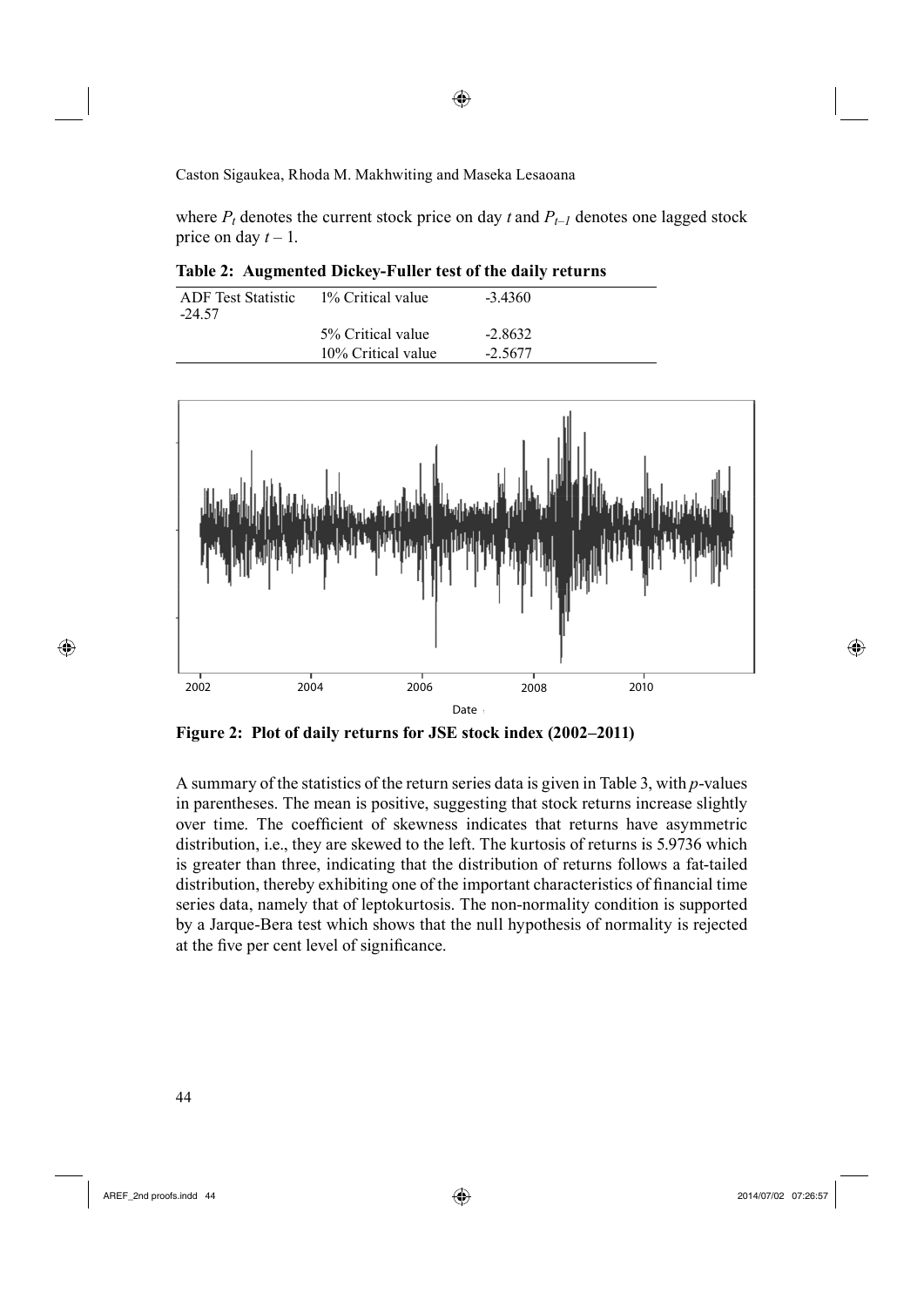where $P_t$ denotes the current stock price on day $t$ and $P_{t-1}$ denotes one lagged stock price on day $t - 1$.

**Table 2: Augmented Dickey-Fuller test of the daily returns**

| ADF Test Statistic | | |
|---|---|---|
| -24.57 | 1% Critical value | -3.4360 |
| | 5% Critical value | -2.8632 |
| | 10% Critical value | -2.5677 |

**Figure 2: Plot of daily returns for JSE stock index (2002–2011)**

A summary of the statistics of the return series data is given in Table 3, with $p$-values in parentheses. The mean is positive, suggesting that stock returns increase slightly over time. The coefficient of skewness indicates that returns have asymmetric distribution, i.e., they are skewed to the left. The kurtosis of returns is 5.9736 which is greater than three, indicating that the distribution of returns follows a fat-tailed distribution, thereby exhibiting one of the important characteristics of financial time series data, namely that of leptokurtosis. The non-normality condition is supported by a Jarque-Bera test which shows that the null hypothesis of normality is rejected at the five per cent level of significance.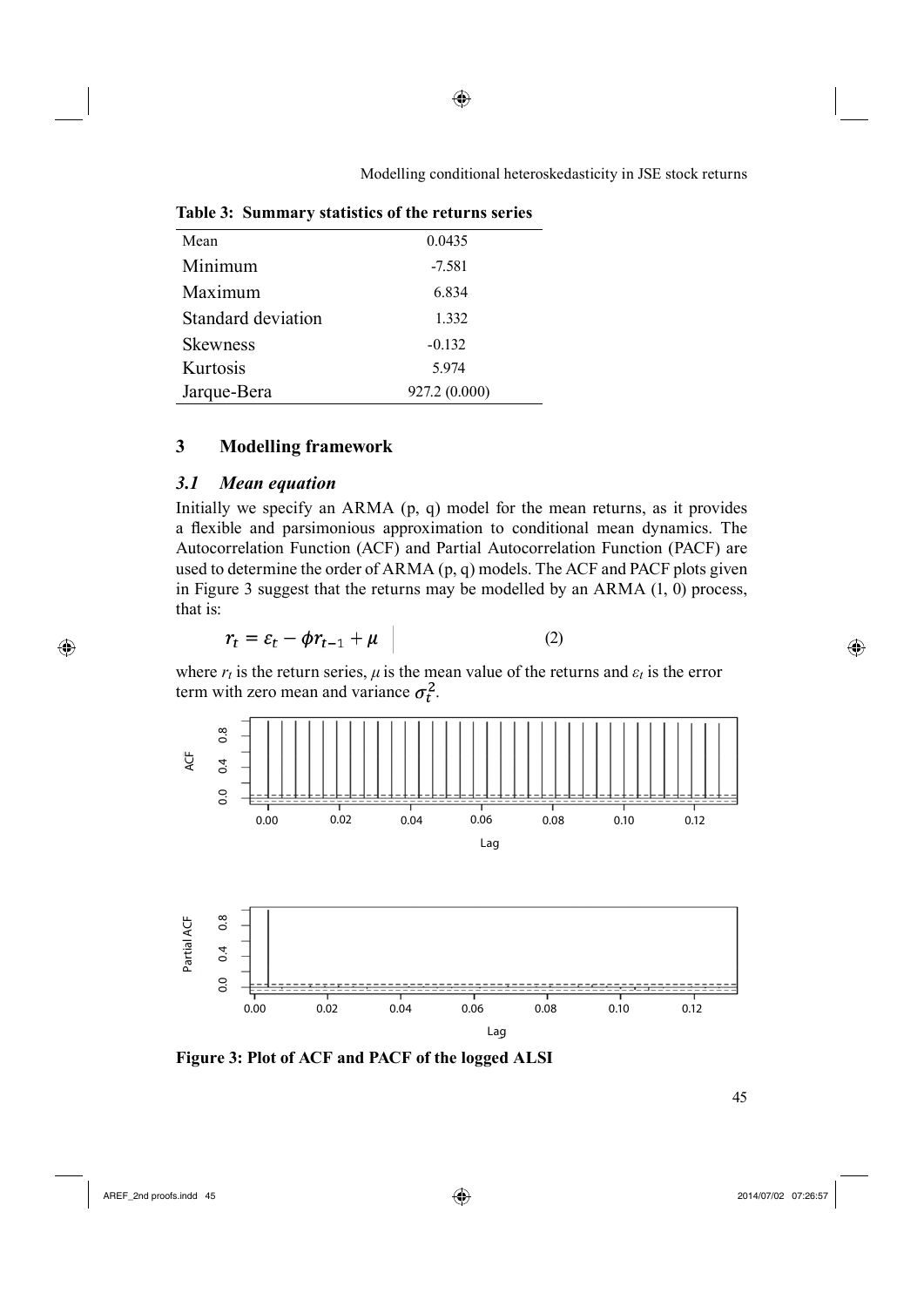**Table 3: Summary statistics of the returns series**

| | |
|---|---|
| Mean | 0.0435 |
| Minimum | -7.581 |
| Maximum | 6.834 |
| Standard deviation | 1.332 |
| Skewness | -0.132 |
| Kurtosis | 5.974 |
| Jarque-Bera | 927.2 (0.000) |

## 3 Modelling framework

### *3.1 Mean equation*

Initially we specify an ARMA (p, q) model for the mean returns, as it provides a flexible and parsimonious approximation to conditional mean dynamics. The Autocorrelation Function (ACF) and Partial Autocorrelation Function (PACF) are used to determine the order of ARMA (p, q) models. The ACF and PACF plots given in Figure 3 suggest that the returns may be modelled by an ARMA (1, 0) process, that is:

$$r_t = \varepsilon_t - \phi r_{t-1} + \mu \qquad (2)$$

where $r_t$ is the return series, $\mu$ is the mean value of the returns and $\varepsilon_t$ is the error term with zero mean and variance $\sigma_t^2$.

**Figure 3: Plot of ACF and PACF of the logged ALSI**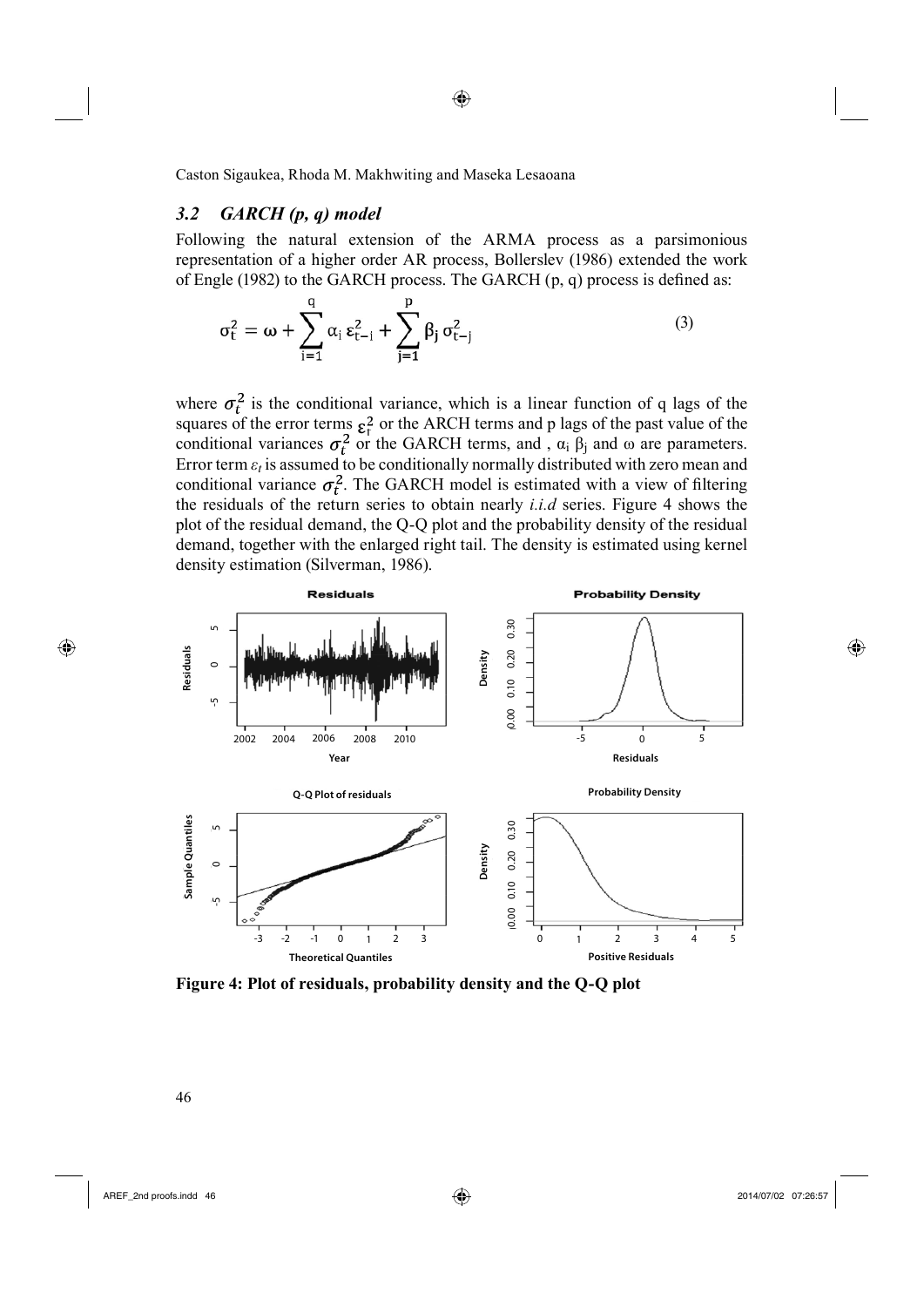### *3.2 GARCH (p, q) model*

Following the natural extension of the ARMA process as a parsimonious representation of a higher order AR process, Bollerslev (1986) extended the work of Engle (1982) to the GARCH process. The GARCH (p, q) process is defined as:

$$\sigma_t^2 = \omega + \sum_{i=1}^{q} \alpha_i \, \varepsilon_{t-i}^2 + \sum_{j=1}^{p} \beta_j \, \sigma_{t-j}^2 \tag{3}$$

where $\sigma_t^2$ is the conditional variance, which is a linear function of q lags of the squares of the error terms $\varepsilon_t^2$ or the ARCH terms and p lags of the past value of the conditional variances $\sigma_t^2$ or the GARCH terms, and , $\alpha_i$ $\beta_j$ and $\omega$ are parameters. Error term $\varepsilon_t$ is assumed to be conditionally normally distributed with zero mean and conditional variance $\sigma_t^2$. The GARCH model is estimated with a view of filtering the residuals of the return series to obtain nearly *i.i.d* series. Figure 4 shows the plot of the residual demand, the Q-Q plot and the probability density of the residual demand, together with the enlarged right tail. The density is estimated using kernel density estimation (Silverman, 1986).

**Figure 4: Plot of residuals, probability density and the Q-Q plot**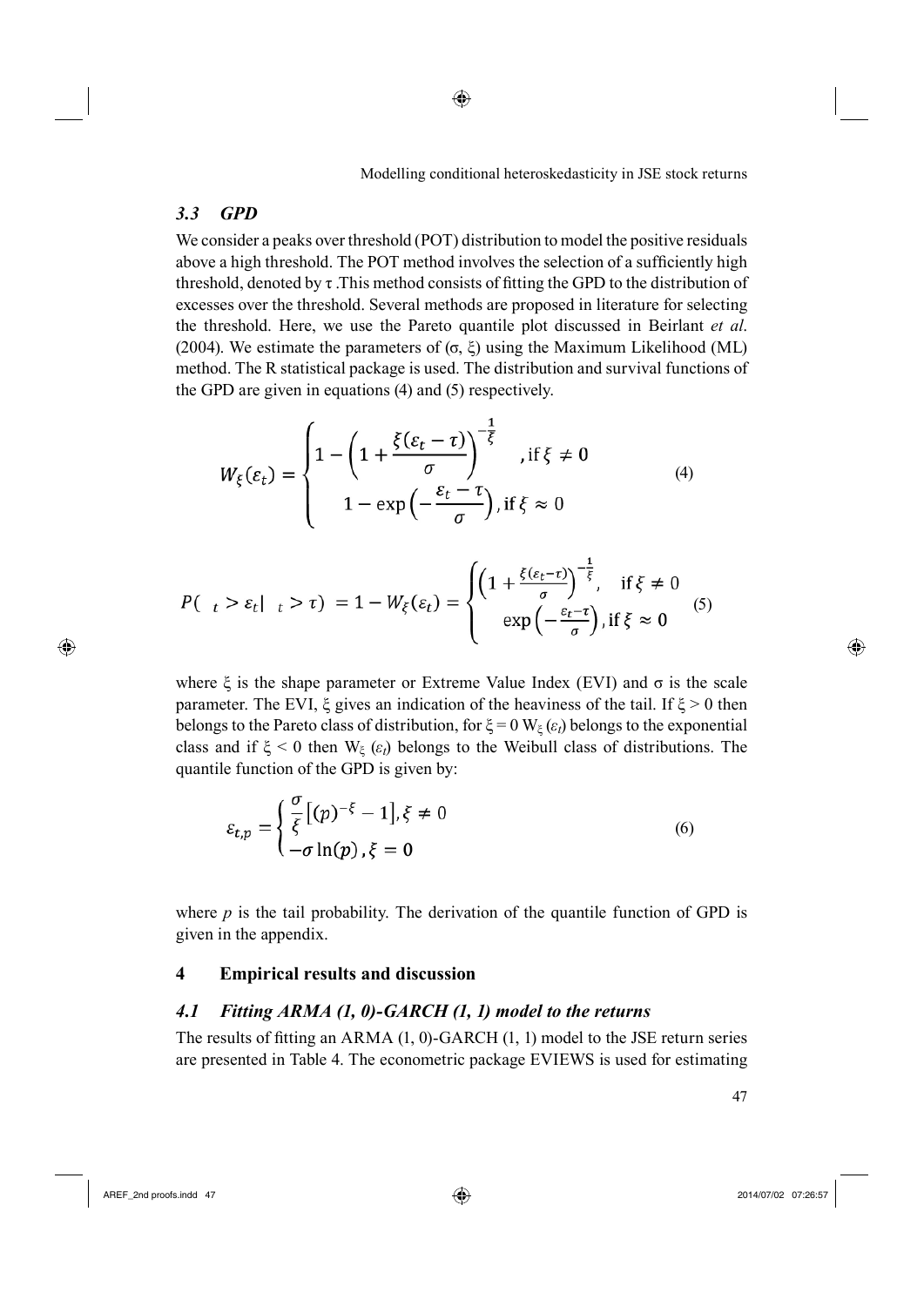### *3.3 GPD*

We consider a peaks over threshold (POT) distribution to model the positive residuals above a high threshold. The POT method involves the selection of a sufficiently high threshold, denoted by $\tau$ .This method consists of fitting the GPD to the distribution of excesses over the threshold. Several methods are proposed in literature for selecting the threshold. Here, we use the Pareto quantile plot discussed in Beirlant *et al*. (2004). We estimate the parameters of $(\sigma, \xi)$ using the Maximum Likelihood (ML) method. The R statistical package is used. The distribution and survival functions of the GPD are given in equations (4) and (5) respectively.

$$W_{\xi}(\varepsilon_t) = \begin{cases} 1 - \left(1 + \dfrac{\xi(\varepsilon_t - \tau)}{\sigma}\right)^{-\frac{1}{\xi}} & \text{, if } \xi \neq 0 \\ 1 - \exp\left(-\dfrac{\varepsilon_t - \tau}{\sigma}\right) \text{, if } \xi \approx 0 \end{cases} \tag{4}$$

$$P(\ _t > \varepsilon_t |\ _t > \tau) = 1 - W_{\xi}(\varepsilon_t) = \begin{cases} \left(1 + \frac{\xi(\varepsilon_t - \tau)}{\sigma}\right)^{-\frac{1}{\xi}}, & \text{if } \xi \neq 0 \\ \exp\left(-\frac{\varepsilon_t - \tau}{\sigma}\right), \text{if } \xi \approx 0 \end{cases} \tag{5}$$

where $\xi$ is the shape parameter or Extreme Value Index (EVI) and $\sigma$ is the scale parameter. The EVI, $\xi$ gives an indication of the heaviness of the tail. If $\xi > 0$ then belongs to the Pareto class of distribution, for $\xi = 0$ $W_{\xi}(\varepsilon_t)$ belongs to the exponential class and if $\xi < 0$ then $W_{\xi}(\varepsilon_t)$ belongs to the Weibull class of distributions. The quantile function of the GPD is given by:

$$\varepsilon_{t,p} = \begin{cases} \dfrac{\sigma}{\xi}\left[(p)^{-\xi} - 1\right], \xi \neq 0 \\ -\sigma \ln(p), \xi = 0 \end{cases} \tag{6}$$

where $p$ is the tail probability. The derivation of the quantile function of GPD is given in the appendix.

## 4 Empirical results and discussion

### *4.1 Fitting ARMA (1, 0)-GARCH (1, 1) model to the returns*

The results of fitting an ARMA (1, 0)-GARCH (1, 1) model to the JSE return series are presented in Table 4. The econometric package EVIEWS is used for estimating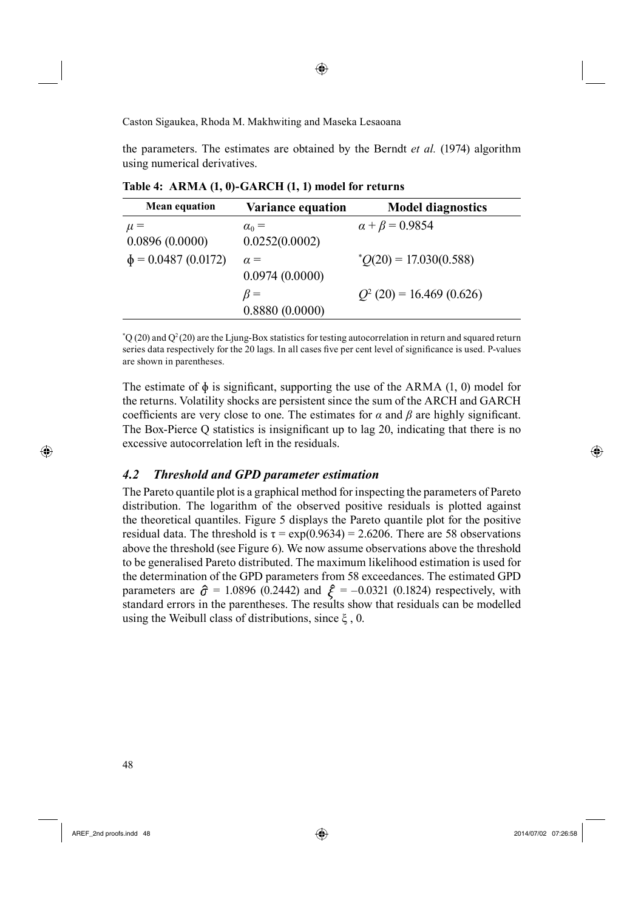the parameters. The estimates are obtained by the Berndt *et al.* (1974) algorithm using numerical derivatives.

**Table 4: ARMA (1, 0)-GARCH (1, 1) model for returns**

| Mean equation | Variance equation | Model diagnostics |
|---|---|---|
| $\mu =$ 0.0896 (0.0000) | $\alpha_0 =$ 0.0252(0.0002) | $\alpha + \beta = 0.9854$ |
| $\phi = 0.0487$ (0.0172) | $\alpha =$ 0.0974 (0.0000) | $^*Q(20) = 17.030(0.588)$ |
| | $\beta =$ 0.8880 (0.0000) | $Q^2\,(20) = 16.469$ (0.626) |

*Q (20) and $Q^2$(20) are the Ljung-Box statistics for testing autocorrelation in return and squared return series data respectively for the 20 lags. In all cases five per cent level of significance is used. P-values are shown in parentheses.

The estimate of $\phi$ is significant, supporting the use of the ARMA (1, 0) model for the returns. Volatility shocks are persistent since the sum of the ARCH and GARCH coefficients are very close to one. The estimates for $\alpha$ and $\beta$ are highly significant. The Box-Pierce Q statistics is insignificant up to lag 20, indicating that there is no excessive autocorrelation left in the residuals.

### *4.2 Threshold and GPD parameter estimation*

The Pareto quantile plot is a graphical method for inspecting the parameters of Pareto distribution. The logarithm of the observed positive residuals is plotted against the theoretical quantiles. Figure 5 displays the Pareto quantile plot for the positive residual data. The threshold is $\tau = \exp(0.9634) = 2.6206$. There are 58 observations above the threshold (see Figure 6). We now assume observations above the threshold to be generalised Pareto distributed. The maximum likelihood estimation is used for the determination of the GPD parameters from 58 exceedances. The estimated GPD parameters are $\hat{\sigma} = 1.0896$ (0.2442) and $\hat{\xi} = -0.0321$ (0.1824) respectively, with standard errors in the parentheses. The results show that residuals can be modelled using the Weibull class of distributions, since $\xi$ , 0.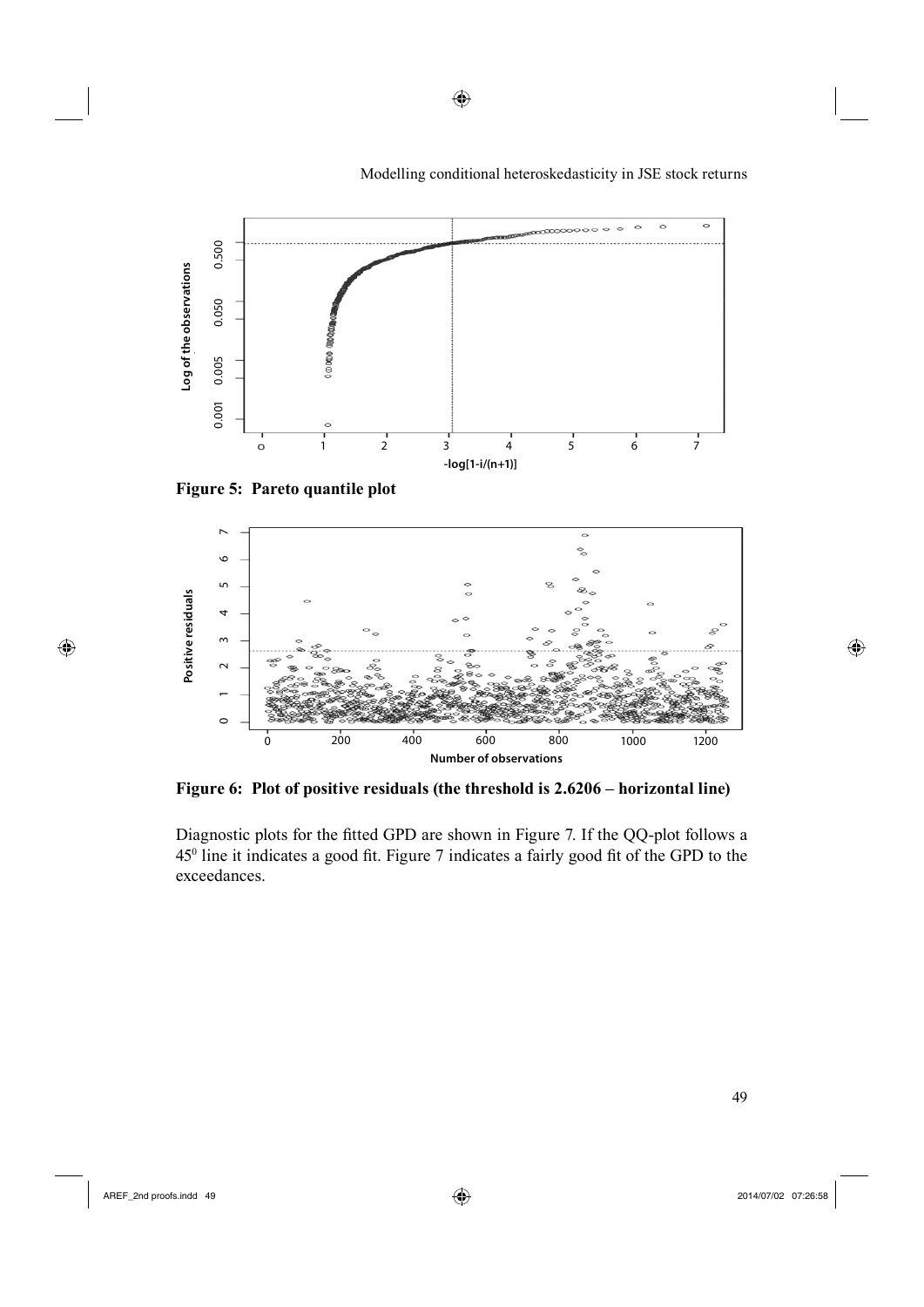**Figure 5: Pareto quantile plot**

**Figure 6: Plot of positive residuals (the threshold is 2.6206 – horizontal line)**

Diagnostic plots for the fitted GPD are shown in Figure 7. If the QQ-plot follows a $45^0$ line it indicates a good fit. Figure 7 indicates a fairly good fit of the GPD to the exceedances.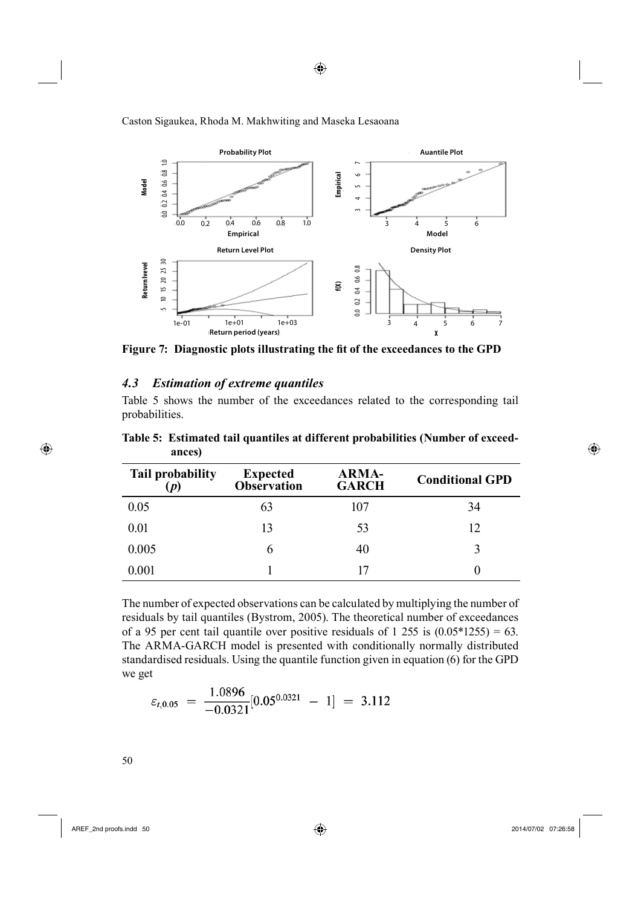**Figure 7: Diagnostic plots illustrating the fit of the exceedances to the GPD**

### *4.3 Estimation of extreme quantiles*

Table 5 shows the number of the exceedances related to the corresponding tail probabilities.

**Table 5: Estimated tail quantiles at different probabilities (Number of exceedances)**

| Tail probability ($p$) | Expected Observation | ARMA-GARCH | Conditional GPD |
|---|---|---|---|
| 0.05 | 63 | 107 | 34 |
| 0.01 | 13 | 53 | 12 |
| 0.005 | 6 | 40 | 3 |
| 0.001 | 1 | 17 | 0 |

The number of expected observations can be calculated by multiplying the number of residuals by tail quantiles (Bystrom, 2005). The theoretical number of exceedances of a 95 per cent tail quantile over positive residuals of 1 255 is (0.05*1255) = 63. The ARMA-GARCH model is presented with conditionally normally distributed standardised residuals. Using the quantile function given in equation (6) for the GPD we get

$$\varepsilon_{t,0.05} = \frac{1.0896}{-0.0321}[0.05^{0.0321} - 1] = 3.112$$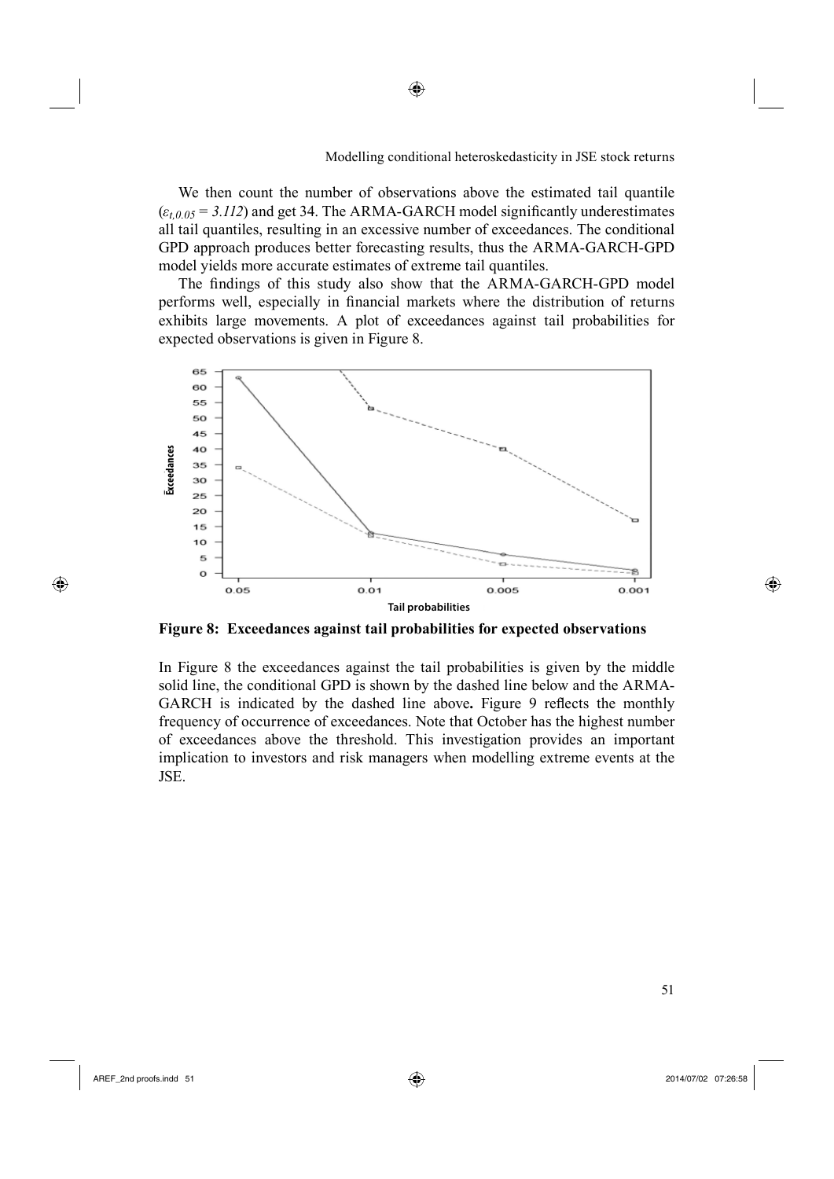We then count the number of observations above the estimated tail quantile ($\varepsilon_{t,0.05} = 3.112$) and get 34. The ARMA-GARCH model significantly underestimates all tail quantiles, resulting in an excessive number of exceedances. The conditional GPD approach produces better forecasting results, thus the ARMA-GARCH-GPD model yields more accurate estimates of extreme tail quantiles.

The findings of this study also show that the ARMA-GARCH-GPD model performs well, especially in financial markets where the distribution of returns exhibits large movements. A plot of exceedances against tail probabilities for expected observations is given in Figure 8.

**Figure 8: Exceedances against tail probabilities for expected observations**

In Figure 8 the exceedances against the tail probabilities is given by the middle solid line, the conditional GPD is shown by the dashed line below and the ARMA-GARCH is indicated by the dashed line above**.** Figure 9 reflects the monthly frequency of occurrence of exceedances. Note that October has the highest number of exceedances above the threshold. This investigation provides an important implication to investors and risk managers when modelling extreme events at the JSE.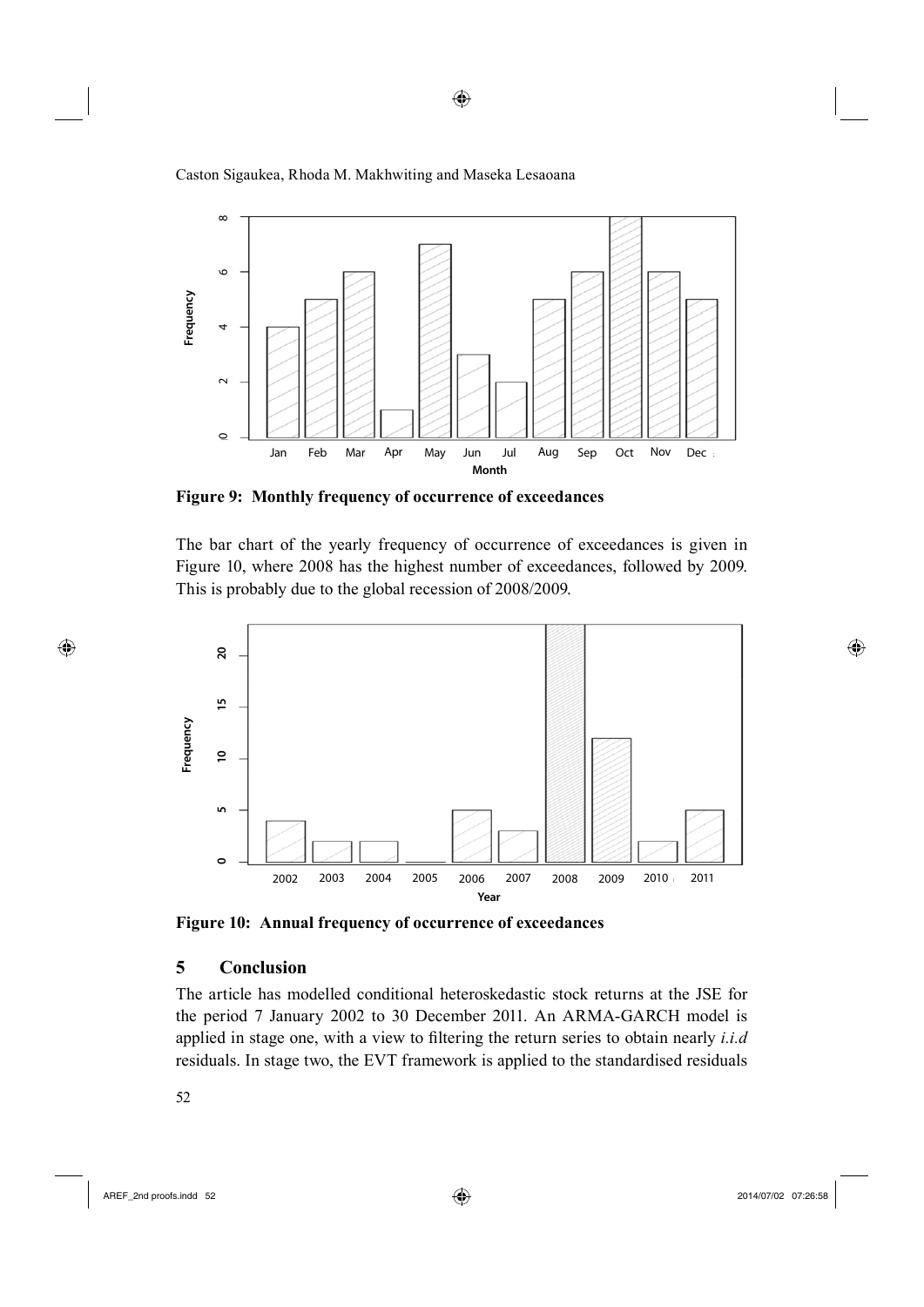**Figure 9: Monthly frequency of occurrence of exceedances**

The bar chart of the yearly frequency of occurrence of exceedances is given in Figure 10, where 2008 has the highest number of exceedances, followed by 2009. This is probably due to the global recession of 2008/2009.

**Figure 10: Annual frequency of occurrence of exceedances**

## 5 Conclusion

The article has modelled conditional heteroskedastic stock returns at the JSE for the period 7 January 2002 to 30 December 2011. An ARMA-GARCH model is applied in stage one, with a view to filtering the return series to obtain nearly *i.i.d* residuals. In stage two, the EVT framework is applied to the standardised residuals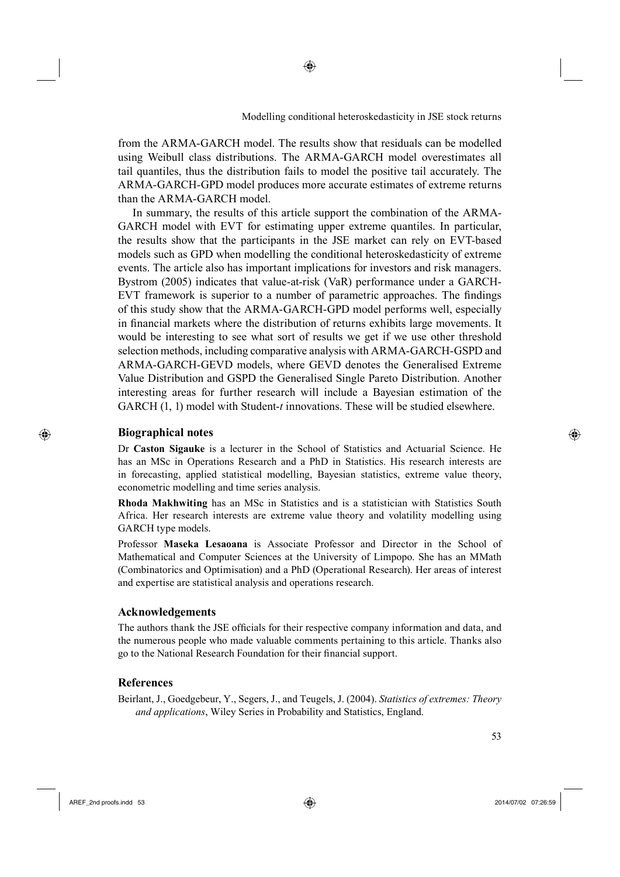from the ARMA-GARCH model. The results show that residuals can be modelled using Weibull class distributions. The ARMA-GARCH model overestimates all tail quantiles, thus the distribution fails to model the positive tail accurately. The ARMA-GARCH-GPD model produces more accurate estimates of extreme returns than the ARMA-GARCH model.

In summary, the results of this article support the combination of the ARMA-GARCH model with EVT for estimating upper extreme quantiles. In particular, the results show that the participants in the JSE market can rely on EVT-based models such as GPD when modelling the conditional heteroskedasticity of extreme events. The article also has important implications for investors and risk managers. Bystrom (2005) indicates that value-at-risk (VaR) performance under a GARCH-EVT framework is superior to a number of parametric approaches. The findings of this study show that the ARMA-GARCH-GPD model performs well, especially in financial markets where the distribution of returns exhibits large movements. It would be interesting to see what sort of results we get if we use other threshold selection methods, including comparative analysis with ARMA-GARCH-GSPD and ARMA-GARCH-GEVD models, where GEVD denotes the Generalised Extreme Value Distribution and GSPD the Generalised Single Pareto Distribution. Another interesting areas for further research will include a Bayesian estimation of the GARCH (1, 1) model with Student-*t* innovations. These will be studied elsewhere.

## Biographical notes

Dr **Caston Sigauke** is a lecturer in the School of Statistics and Actuarial Science. He has an MSc in Operations Research and a PhD in Statistics. His research interests are in forecasting, applied statistical modelling, Bayesian statistics, extreme value theory, econometric modelling and time series analysis.

**Rhoda Makhwiting** has an MSc in Statistics and is a statistician with Statistics South Africa. Her research interests are extreme value theory and volatility modelling using GARCH type models.

Professor **Maseka Lesaoana** is Associate Professor and Director in the School of Mathematical and Computer Sciences at the University of Limpopo. She has an MMath (Combinatorics and Optimisation) and a PhD (Operational Research). Her areas of interest and expertise are statistical analysis and operations research.

## Acknowledgements

The authors thank the JSE officials for their respective company information and data, and the numerous people who made valuable comments pertaining to this article. Thanks also go to the National Research Foundation for their financial support.

## References

Beirlant, J., Goedgebeur, Y., Segers, J., and Teugels, J. (2004). *Statistics of extremes: Theory and applications*, Wiley Series in Probability and Statistics, England.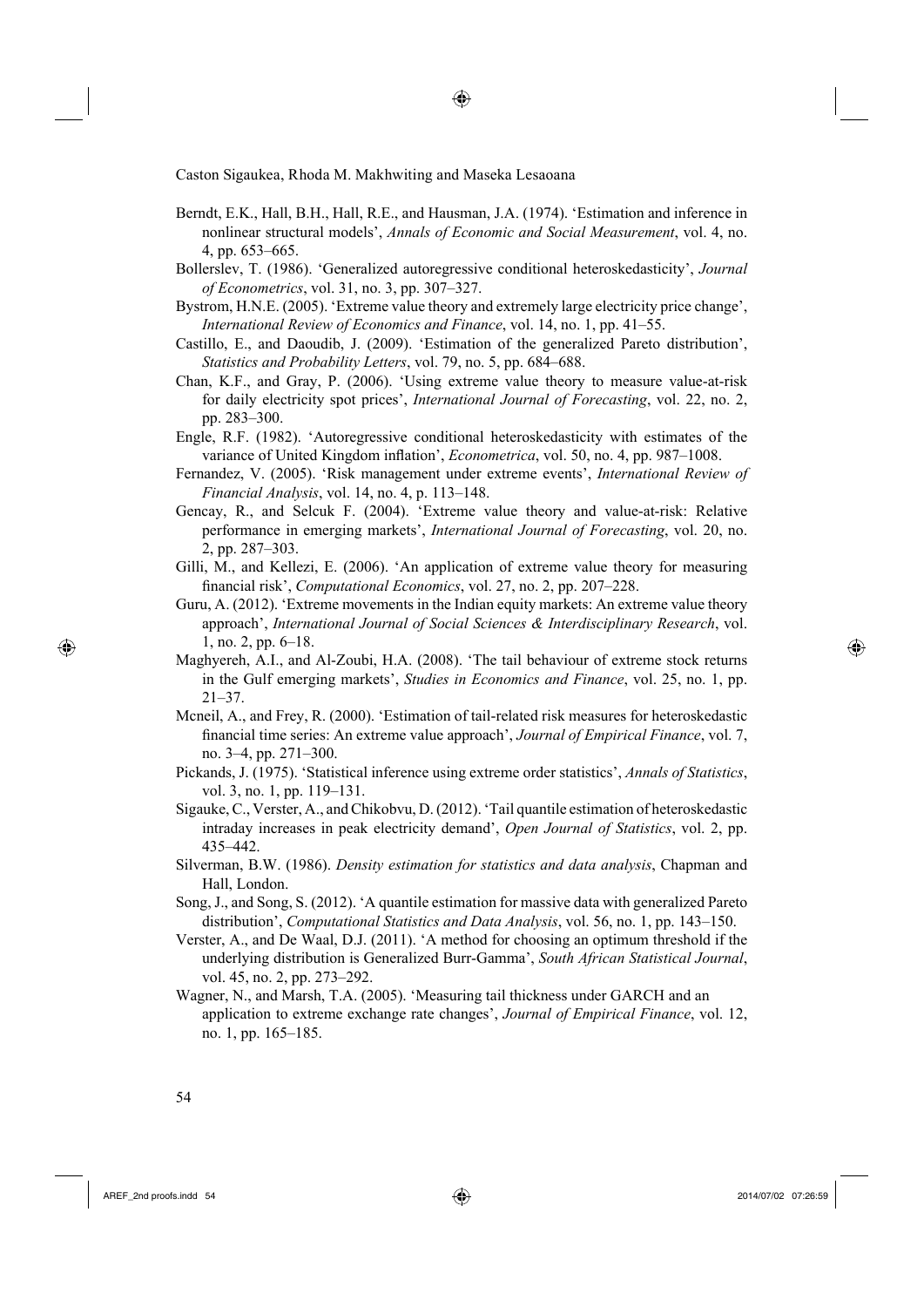Berndt, E.K., Hall, B.H., Hall, R.E., and Hausman, J.A. (1974). 'Estimation and inference in nonlinear structural models', *Annals of Economic and Social Measurement*, vol. 4, no. 4, pp. 653–665.

Bollerslev, T. (1986). 'Generalized autoregressive conditional heteroskedasticity', *Journal of Econometrics*, vol. 31, no. 3, pp. 307–327.

Bystrom, H.N.E. (2005). 'Extreme value theory and extremely large electricity price change', *International Review of Economics and Finance*, vol. 14, no. 1, pp. 41–55.

Castillo, E., and Daoudib, J. (2009). 'Estimation of the generalized Pareto distribution', *Statistics and Probability Letters*, vol. 79, no. 5, pp. 684–688.

Chan, K.F., and Gray, P. (2006). 'Using extreme value theory to measure value-at-risk for daily electricity spot prices', *International Journal of Forecasting*, vol. 22, no. 2, pp. 283–300.

Engle, R.F. (1982). 'Autoregressive conditional heteroskedasticity with estimates of the variance of United Kingdom inflation', *Econometrica*, vol. 50, no. 4, pp. 987–1008.

Fernandez, V. (2005). 'Risk management under extreme events', *International Review of Financial Analysis*, vol. 14, no. 4, p. 113–148.

Gencay, R., and Selcuk F. (2004). 'Extreme value theory and value-at-risk: Relative performance in emerging markets', *International Journal of Forecasting*, vol. 20, no. 2, pp. 287–303.

Gilli, M., and Kellezi, E. (2006). 'An application of extreme value theory for measuring financial risk', *Computational Economics*, vol. 27, no. 2, pp. 207–228.

Guru, A. (2012). 'Extreme movements in the Indian equity markets: An extreme value theory approach', *International Journal of Social Sciences & Interdisciplinary Research*, vol. 1, no. 2, pp. 6–18.

Maghyereh, A.I., and Al-Zoubi, H.A. (2008). 'The tail behaviour of extreme stock returns in the Gulf emerging markets', *Studies in Economics and Finance*, vol. 25, no. 1, pp. 21–37.

Mcneil, A., and Frey, R. (2000). 'Estimation of tail-related risk measures for heteroskedastic financial time series: An extreme value approach', *Journal of Empirical Finance*, vol. 7, no. 3–4, pp. 271–300.

Pickands, J. (1975). 'Statistical inference using extreme order statistics', *Annals of Statistics*, vol. 3, no. 1, pp. 119–131.

Sigauke, C., Verster, A., and Chikobvu, D. (2012). 'Tail quantile estimation of heteroskedastic intraday increases in peak electricity demand', *Open Journal of Statistics*, vol. 2, pp. 435–442.

Silverman, B.W. (1986). *Density estimation for statistics and data analysis*, Chapman and Hall, London.

Song, J., and Song, S. (2012). 'A quantile estimation for massive data with generalized Pareto distribution', *Computational Statistics and Data Analysis*, vol. 56, no. 1, pp. 143–150.

Verster, A., and De Waal, D.J. (2011). 'A method for choosing an optimum threshold if the underlying distribution is Generalized Burr-Gamma', *South African Statistical Journal*, vol. 45, no. 2, pp. 273–292.

Wagner, N., and Marsh, T.A. (2005). 'Measuring tail thickness under GARCH and an application to extreme exchange rate changes', *Journal of Empirical Finance*, vol. 12, no. 1, pp. 165–185.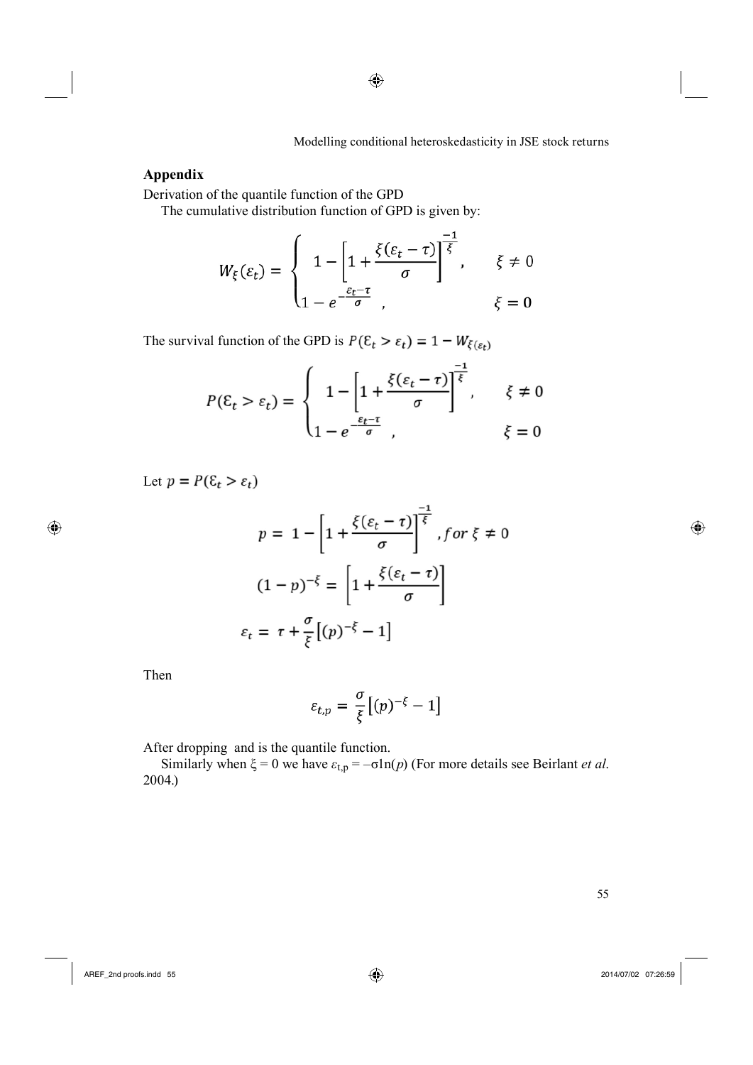## Appendix

Derivation of the quantile function of the GPD

The cumulative distribution function of GPD is given by:

$$W_\xi(\varepsilon_t) = \begin{cases} 1 - \left[1 + \dfrac{\xi(\varepsilon_t - \tau)}{\sigma}\right]^{\frac{-1}{\xi}}, & \xi \neq 0 \\ 1 - e^{-\frac{\varepsilon_t - \tau}{\sigma}}, & \xi = 0 \end{cases}$$

The survival function of the GPD is $P(\mathcal{E}_t > \varepsilon_t) = 1 - W_{\xi(\varepsilon_t)}$

$$P(\mathcal{E}_t > \varepsilon_t) = \begin{cases} 1 - \left[1 + \dfrac{\xi(\varepsilon_t - \tau)}{\sigma}\right]^{\frac{-1}{\xi}}, & \xi \neq 0 \\ 1 - e^{-\frac{\varepsilon_t - \tau}{\sigma}}, & \xi = 0 \end{cases}$$

Let $p = P(\mathcal{E}_t > \varepsilon_t)$

$$p = 1 - \left[1 + \frac{\xi(\varepsilon_t - \tau)}{\sigma}\right]^{\frac{-1}{\xi}}, for\ \xi \neq 0$$

$$(1-p)^{-\xi} = \left[1 + \frac{\xi(\varepsilon_t - \tau)}{\sigma}\right]$$

$$\varepsilon_t = \tau + \frac{\sigma}{\xi}\left[(p)^{-\xi} - 1\right]$$

Then

$$\varepsilon_{t,p} = \frac{\sigma}{\xi}\left[(p)^{-\xi} - 1\right]$$

After dropping and is the quantile function.

Similarly when $\xi = 0$ we have $\varepsilon_{t,p} = -\sigma \ln(p)$ (For more details see Beirlant *et al*. 2004.)